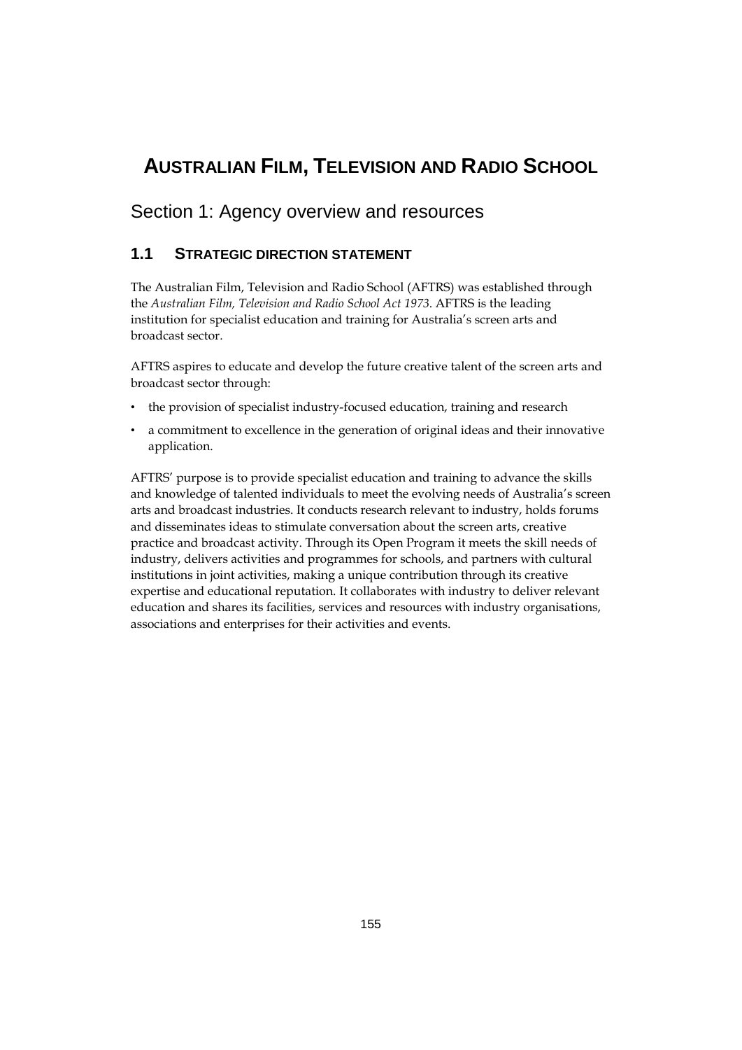# AUSTRALIAN FILM, TELEVISION AND RADIO SCHOOL

## Section 1: Agency overview and resources

### 1.1 STRATEGIC DIRECTION STATEMENT

The Australian Film, Television and Radio School (AFTRS) was established through the *Australian Film, Television and Radio School Act 1973*. AFTRS is the leading institution for specialist education and training for Australia's screen arts and broadcast sector.

AFTRS aspires to educate and develop the future creative talent of the screen arts and broadcast sector through:

- the provision of specialist industry-focused education, training and research
- a commitment to excellence in the generation of original ideas and their innovative application.

AFTRS' purpose is to provide specialist education and training to advance the skills and knowledge of talented individuals to meet the evolving needs of Australia's screen arts and broadcast industries. It conducts research relevant to industry, holds forums and disseminates ideas to stimulate conversation about the screen arts, creative practice and broadcast activity. Through its Open Program it meets the skill needs of industry, delivers activities and programmes for schools, and partners with cultural institutions in joint activities, making a unique contribution through its creative expertise and educational reputation. It collaborates with industry to deliver relevant education and shares its facilities, services and resources with industry organisations, associations and enterprises for their activities and events.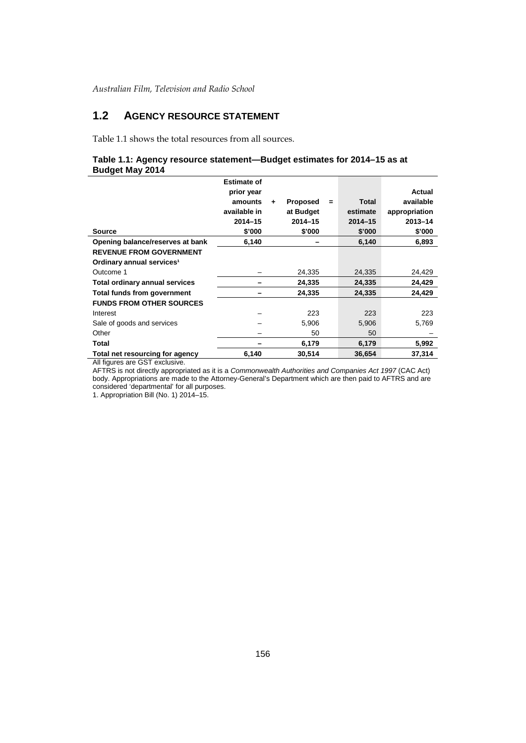## 1.2 AGENCY RESOURCE STATEMENT

Table 1.1 shows the total resources from all sources.

**Table 1.1: Agency resource statement—Budget estimates for 2014–15 as at Budget May 2014**

| Source | Estimate of prior year amounts available in 2014–15 $'000 | + | Proposed at Budget 2014–15 $'000 | = | Total estimate 2014–15 $'000 | Actual available appropriation 2013–14 $'000 |
|---|---|---|---|---|---|---|
| **Opening balance/reserves at bank** | **6,140** | | **–** | | **6,140** | **6,893** |
| **REVENUE FROM GOVERNMENT** | | | | | | |
| **Ordinary annual services[1]** | | | | | | |
| Outcome 1 | – | | 24,335 | | 24,335 | 24,429 |
| **Total ordinary annual services** | **–** | | **24,335** | | **24,335** | **24,429** |
| **Total funds from government** | **–** | | **24,335** | | **24,335** | **24,429** |
| **FUNDS FROM OTHER SOURCES** | | | | | | |
| Interest | – | | 223 | | 223 | 223 |
| Sale of goods and services | – | | 5,906 | | 5,906 | 5,769 |
| Other | – | | 50 | | 50 | – |
| **Total** | **–** | | **6,179** | | **6,179** | **5,992** |
| **Total net resourcing for agency** | **6,140** | | **30,514** | | **36,654** | **37,314** |

All figures are GST exclusive.

AFTRS is not directly appropriated as it is a *Commonwealth Authorities and Companies Act 1997* (CAC Act) body. Appropriations are made to the Attorney-General's Department which are then paid to AFTRS and are considered 'departmental' for all purposes.

1. Appropriation Bill (No. 1) 2014–15.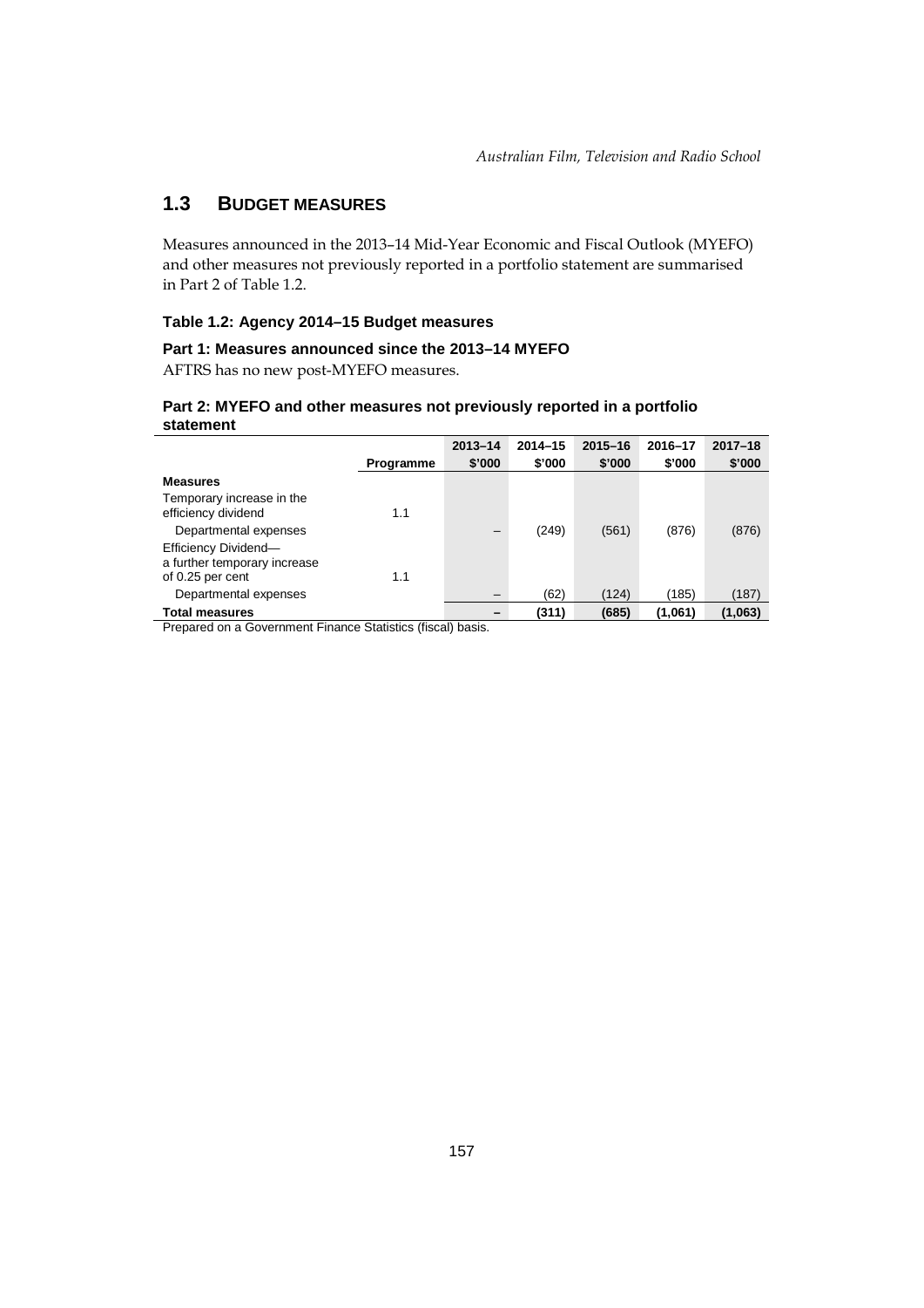## 1.3 BUDGET MEASURES

Measures announced in the 2013–14 Mid-Year Economic and Fiscal Outlook (MYEFO) and other measures not previously reported in a portfolio statement are summarised in Part 2 of Table 1.2.

### Table 1.2: Agency 2014–15 Budget measures

#### Part 1: Measures announced since the 2013–14 MYEFO

AFTRS has no new post-MYEFO measures.

#### Part 2: MYEFO and other measures not previously reported in a portfolio statement

| | Programme | 2013–14 $'000 | 2014–15 $'000 | 2015–16 $'000 | 2016–17 $'000 | 2017–18 $'000 |
|---|---|---|---|---|---|---|
| **Measures** | | | | | | |
| Temporary increase in the efficiency dividend | 1.1 | | | | | |
| Departmental expenses | | – | (249) | (561) | (876) | (876) |
| Efficiency Dividend—a further temporary increase of 0.25 per cent | 1.1 | | | | | |
| Departmental expenses | | – | (62) | (124) | (185) | (187) |
| **Total measures** | | **–** | **(311)** | **(685)** | **(1,061)** | **(1,063)** |

Prepared on a Government Finance Statistics (fiscal) basis.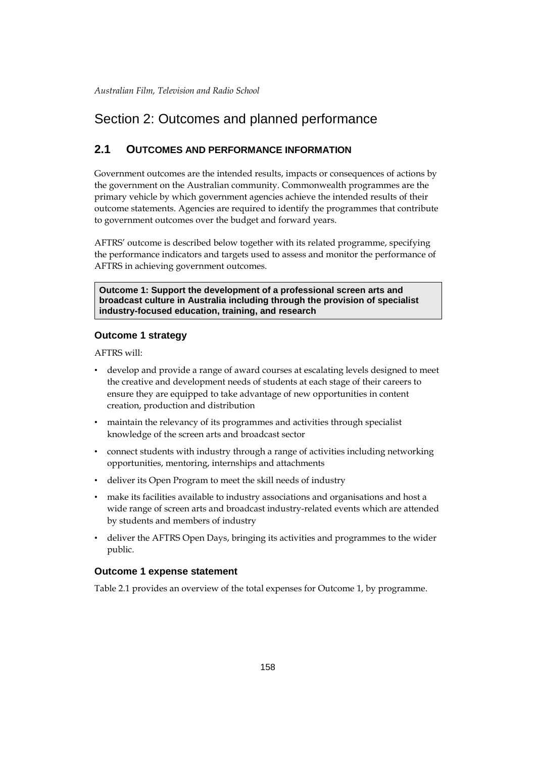# Section 2: Outcomes and planned performance

## 2.1 OUTCOMES AND PERFORMANCE INFORMATION

Government outcomes are the intended results, impacts or consequences of actions by the government on the Australian community. Commonwealth programmes are the primary vehicle by which government agencies achieve the intended results of their outcome statements. Agencies are required to identify the programmes that contribute to government outcomes over the budget and forward years.

AFTRS' outcome is described below together with its related programme, specifying the performance indicators and targets used to assess and monitor the performance of AFTRS in achieving government outcomes.

**Outcome 1: Support the development of a professional screen arts and broadcast culture in Australia including through the provision of specialist industry-focused education, training, and research**

### Outcome 1 strategy

AFTRS will:

- develop and provide a range of award courses at escalating levels designed to meet the creative and development needs of students at each stage of their careers to ensure they are equipped to take advantage of new opportunities in content creation, production and distribution
- maintain the relevancy of its programmes and activities through specialist knowledge of the screen arts and broadcast sector
- connect students with industry through a range of activities including networking opportunities, mentoring, internships and attachments
- deliver its Open Program to meet the skill needs of industry
- make its facilities available to industry associations and organisations and host a wide range of screen arts and broadcast industry-related events which are attended by students and members of industry
- deliver the AFTRS Open Days, bringing its activities and programmes to the wider public.

### Outcome 1 expense statement

Table 2.1 provides an overview of the total expenses for Outcome 1, by programme.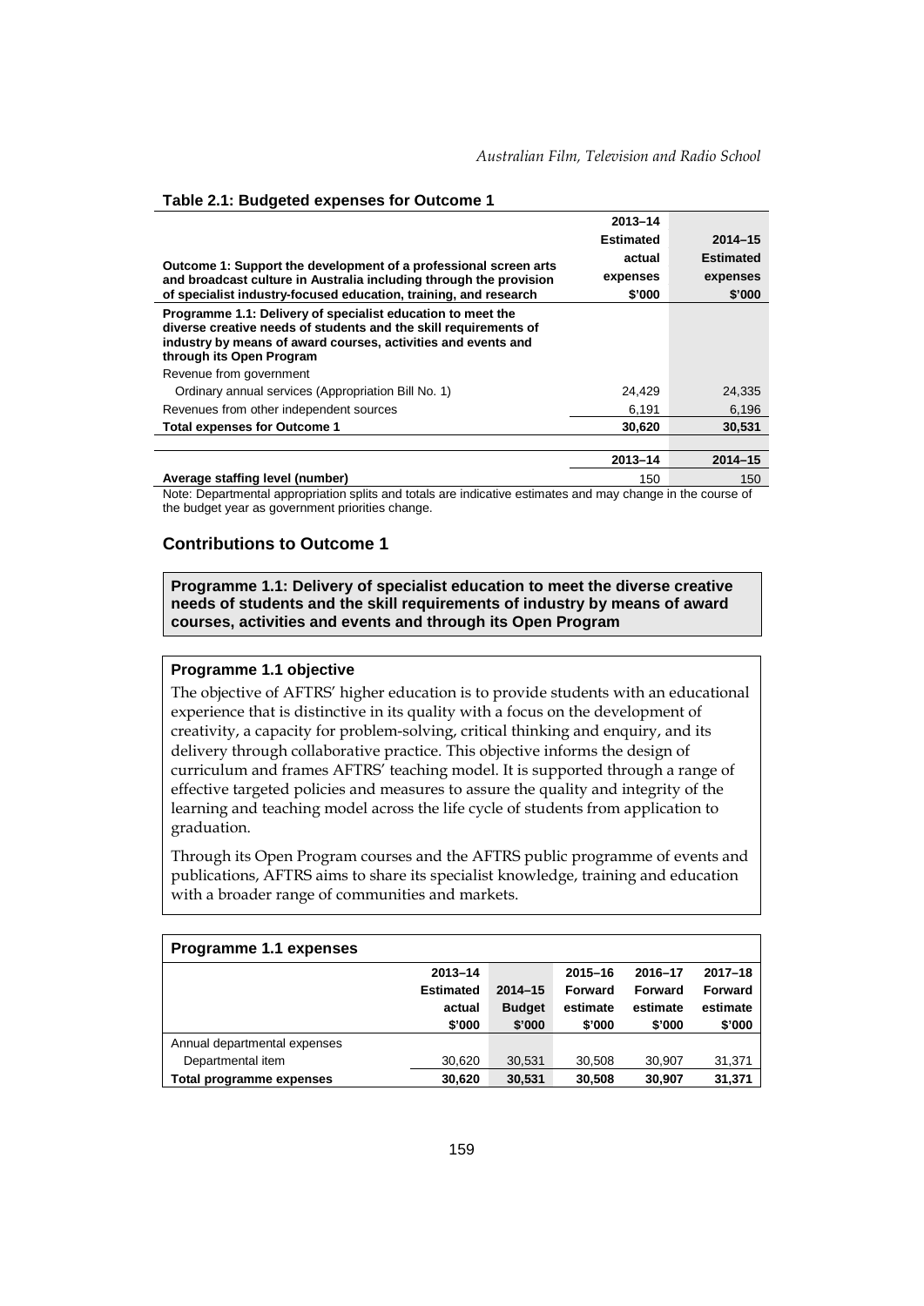**Table 2.1: Budgeted expenses for Outcome 1**

| Outcome 1: Support the development of a professional screen arts and broadcast culture in Australia including through the provision of specialist industry-focused education, training, and research | 2013–14 Estimated actual expenses $'000 | 2014–15 Estimated expenses $'000 |
|---|---|---|
| **Programme 1.1: Delivery of specialist education to meet the diverse creative needs of students and the skill requirements of industry by means of award courses, activities and events and through its Open Program** | | |
| Revenue from government | | |
| Ordinary annual services (Appropriation Bill No. 1) | 24,429 | 24,335 |
| Revenues from other independent sources | 6,191 | 6,196 |
| **Total expenses for Outcome 1** | **30,620** | **30,531** |
| | | |
| | **2013–14** | **2014–15** |
| **Average staffing level (number)** | 150 | 150 |

Note: Departmental appropriation splits and totals are indicative estimates and may change in the course of the budget year as government priorities change.

## Contributions to Outcome 1

**Programme 1.1: Delivery of specialist education to meet the diverse creative needs of students and the skill requirements of industry by means of award courses, activities and events and through its Open Program**

### Programme 1.1 objective

The objective of AFTRS' higher education is to provide students with an educational experience that is distinctive in its quality with a focus on the development of creativity, a capacity for problem-solving, critical thinking and enquiry, and its delivery through collaborative practice. This objective informs the design of curriculum and frames AFTRS' teaching model. It is supported through a range of effective targeted policies and measures to assure the quality and integrity of the learning and teaching model across the life cycle of students from application to graduation.

Through its Open Program courses and the AFTRS public programme of events and publications, AFTRS aims to share its specialist knowledge, training and education with a broader range of communities and markets.

### Programme 1.1 expenses

| | 2013–14 Estimated actual $'000 | 2014–15 Budget $'000 | 2015–16 Forward estimate $'000 | 2016–17 Forward estimate $'000 | 2017–18 Forward estimate $'000 |
|---|---|---|---|---|---|
| Annual departmental expenses | | | | | |
| Departmental item | 30,620 | 30,531 | 30,508 | 30,907 | 31,371 |
| **Total programme expenses** | **30,620** | **30,531** | **30,508** | **30,907** | **31,371** |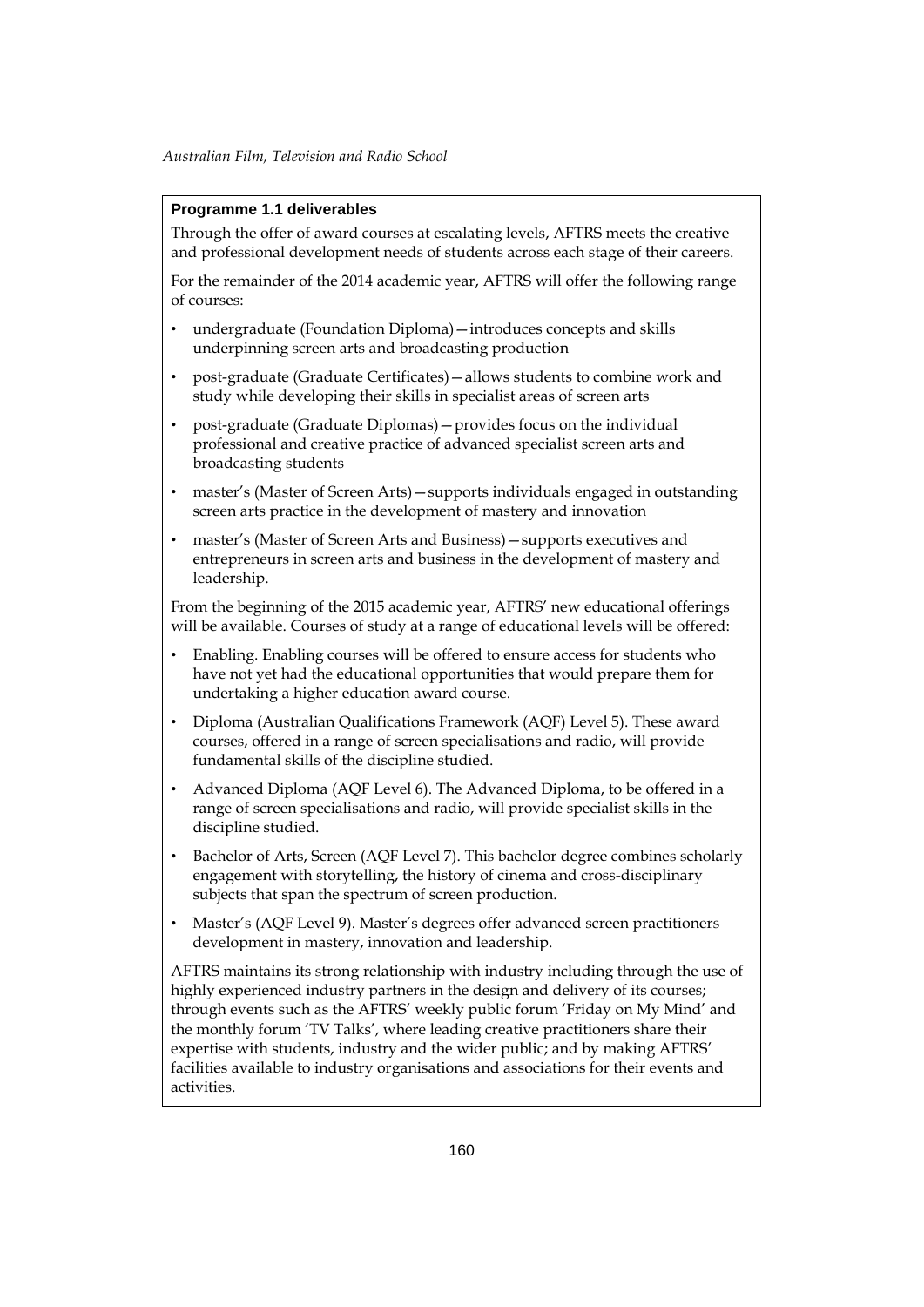**Programme 1.1 deliverables**

Through the offer of award courses at escalating levels, AFTRS meets the creative and professional development needs of students across each stage of their careers.

For the remainder of the 2014 academic year, AFTRS will offer the following range of courses:

- undergraduate (Foundation Diploma) — introduces concepts and skills underpinning screen arts and broadcasting production
- post-graduate (Graduate Certificates) — allows students to combine work and study while developing their skills in specialist areas of screen arts
- post-graduate (Graduate Diplomas) — provides focus on the individual professional and creative practice of advanced specialist screen arts and broadcasting students
- master's (Master of Screen Arts) — supports individuals engaged in outstanding screen arts practice in the development of mastery and innovation
- master's (Master of Screen Arts and Business) — supports executives and entrepreneurs in screen arts and business in the development of mastery and leadership.

From the beginning of the 2015 academic year, AFTRS' new educational offerings will be available. Courses of study at a range of educational levels will be offered:

- Enabling. Enabling courses will be offered to ensure access for students who have not yet had the educational opportunities that would prepare them for undertaking a higher education award course.
- Diploma (Australian Qualifications Framework (AQF) Level 5). These award courses, offered in a range of screen specialisations and radio, will provide fundamental skills of the discipline studied.
- Advanced Diploma (AQF Level 6). The Advanced Diploma, to be offered in a range of screen specialisations and radio, will provide specialist skills in the discipline studied.
- Bachelor of Arts, Screen (AQF Level 7). This bachelor degree combines scholarly engagement with storytelling, the history of cinema and cross-disciplinary subjects that span the spectrum of screen production.
- Master's (AQF Level 9). Master's degrees offer advanced screen practitioners development in mastery, innovation and leadership.

AFTRS maintains its strong relationship with industry including through the use of highly experienced industry partners in the design and delivery of its courses; through events such as the AFTRS' weekly public forum 'Friday on My Mind' and the monthly forum 'TV Talks', where leading creative practitioners share their expertise with students, industry and the wider public; and by making AFTRS' facilities available to industry organisations and associations for their events and activities.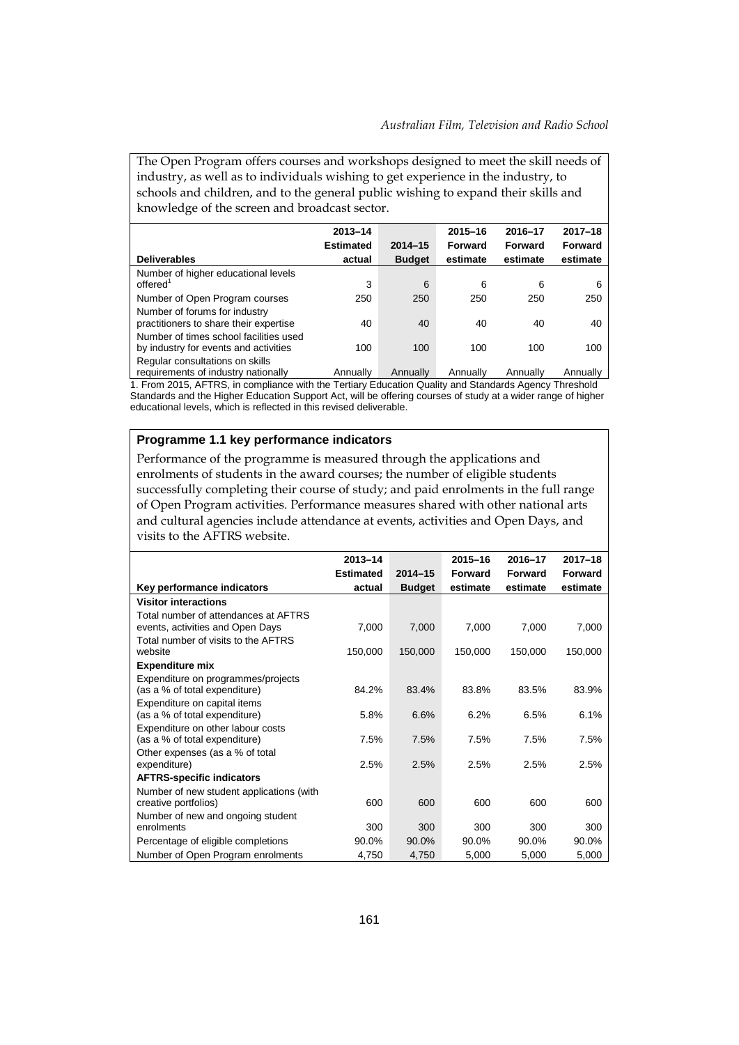The Open Program offers courses and workshops designed to meet the skill needs of industry, as well as to individuals wishing to get experience in the industry, to schools and children, and to the general public wishing to expand their skills and knowledge of the screen and broadcast sector.

| Deliverables | 2013–14 Estimated actual | 2014–15 Budget | 2015–16 Forward estimate | 2016–17 Forward estimate | 2017–18 Forward estimate |
|---|---|---|---|---|---|
| Number of higher educational levels offered[1] | 3 | 6 | 6 | 6 | 6 |
| Number of Open Program courses | 250 | 250 | 250 | 250 | 250 |
| Number of forums for industry practitioners to share their expertise | 40 | 40 | 40 | 40 | 40 |
| Number of times school facilities used by industry for events and activities | 100 | 100 | 100 | 100 | 100 |
| Regular consultations on skills requirements of industry nationally | Annually | Annually | Annually | Annually | Annually |

1. From 2015, AFTRS, in compliance with the Tertiary Education Quality and Standards Agency Threshold Standards and the Higher Education Support Act, will be offering courses of study at a wider range of higher educational levels, which is reflected in this revised deliverable.

## Programme 1.1 key performance indicators

Performance of the programme is measured through the applications and enrolments of students in the award courses; the number of eligible students successfully completing their course of study; and paid enrolments in the full range of Open Program activities. Performance measures shared with other national arts and cultural agencies include attendance at events, activities and Open Days, and visits to the AFTRS website.

| Key performance indicators | 2013–14 Estimated actual | 2014–15 Budget | 2015–16 Forward estimate | 2016–17 Forward estimate | 2017–18 Forward estimate |
|---|---|---|---|---|---|
| **Visitor interactions** | | | | | |
| Total number of attendances at AFTRS events, activities and Open Days | 7,000 | 7,000 | 7,000 | 7,000 | 7,000 |
| Total number of visits to the AFTRS website | 150,000 | 150,000 | 150,000 | 150,000 | 150,000 |
| **Expenditure mix** | | | | | |
| Expenditure on programmes/projects (as a % of total expenditure) | 84.2% | 83.4% | 83.8% | 83.5% | 83.9% |
| Expenditure on capital items (as a % of total expenditure) | 5.8% | 6.6% | 6.2% | 6.5% | 6.1% |
| Expenditure on other labour costs (as a % of total expenditure) | 7.5% | 7.5% | 7.5% | 7.5% | 7.5% |
| Other expenses (as a % of total expenditure) | 2.5% | 2.5% | 2.5% | 2.5% | 2.5% |
| **AFTRS-specific indicators** | | | | | |
| Number of new student applications (with creative portfolios) | 600 | 600 | 600 | 600 | 600 |
| Number of new and ongoing student enrolments | 300 | 300 | 300 | 300 | 300 |
| Percentage of eligible completions | 90.0% | 90.0% | 90.0% | 90.0% | 90.0% |
| Number of Open Program enrolments | 4,750 | 4,750 | 5,000 | 5,000 | 5,000 |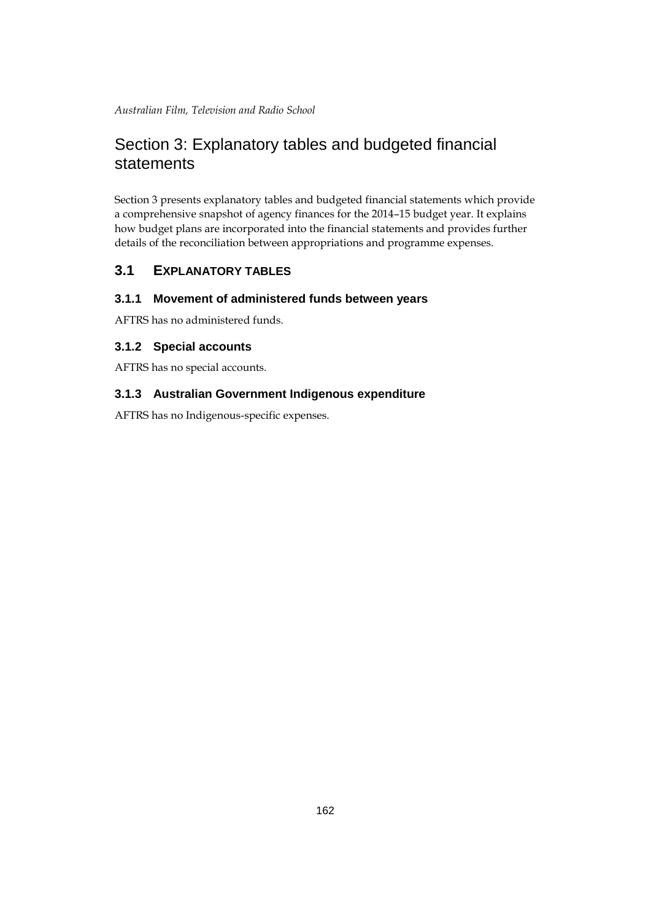# Section 3: Explanatory tables and budgeted financial statements

Section 3 presents explanatory tables and budgeted financial statements which provide a comprehensive snapshot of agency finances for the 2014–15 budget year. It explains how budget plans are incorporated into the financial statements and provides further details of the reconciliation between appropriations and programme expenses.

## 3.1 EXPLANATORY TABLES

### 3.1.1 Movement of administered funds between years

AFTRS has no administered funds.

### 3.1.2 Special accounts

AFTRS has no special accounts.

### 3.1.3 Australian Government Indigenous expenditure

AFTRS has no Indigenous-specific expenses.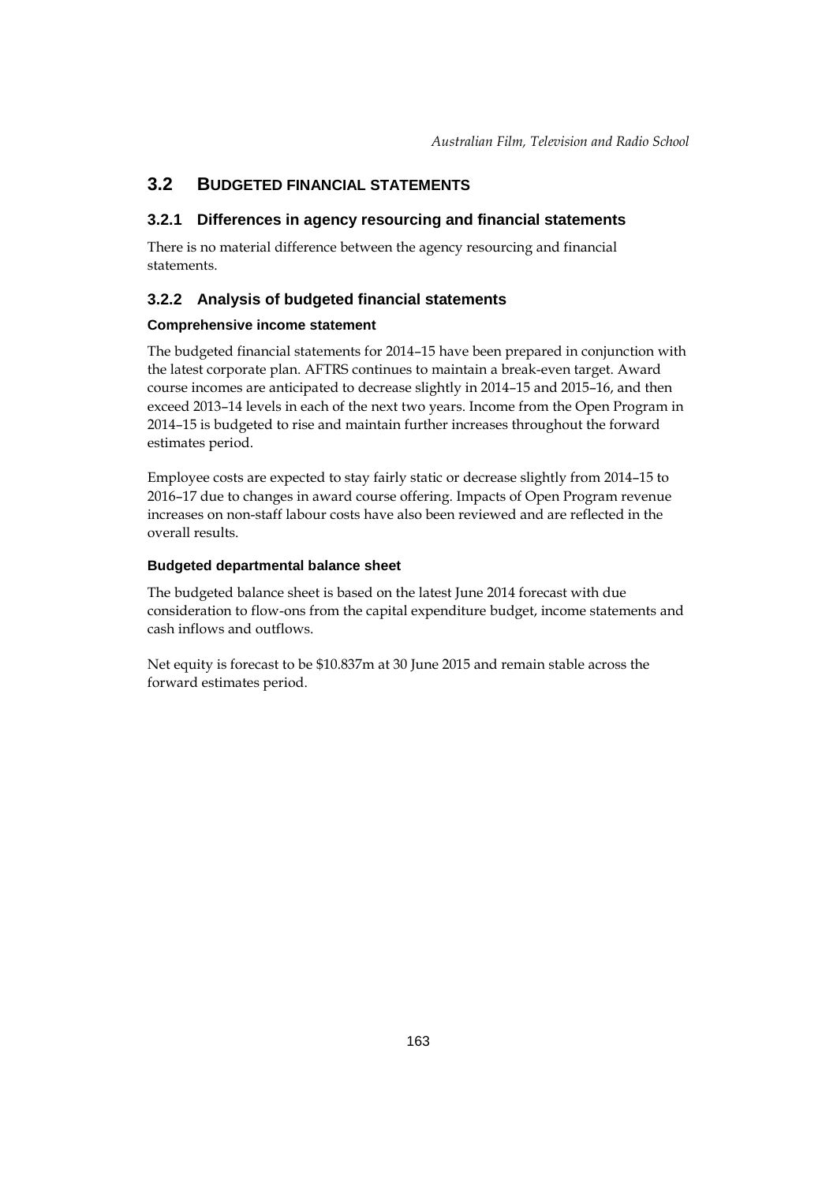## 3.2 BUDGETED FINANCIAL STATEMENTS

### 3.2.1 Differences in agency resourcing and financial statements

There is no material difference between the agency resourcing and financial statements.

### 3.2.2 Analysis of budgeted financial statements

#### Comprehensive income statement

The budgeted financial statements for 2014–15 have been prepared in conjunction with the latest corporate plan. AFTRS continues to maintain a break-even target. Award course incomes are anticipated to decrease slightly in 2014–15 and 2015–16, and then exceed 2013–14 levels in each of the next two years. Income from the Open Program in 2014–15 is budgeted to rise and maintain further increases throughout the forward estimates period.

Employee costs are expected to stay fairly static or decrease slightly from 2014–15 to 2016–17 due to changes in award course offering. Impacts of Open Program revenue increases on non-staff labour costs have also been reviewed and are reflected in the overall results.

#### Budgeted departmental balance sheet

The budgeted balance sheet is based on the latest June 2014 forecast with due consideration to flow-ons from the capital expenditure budget, income statements and cash inflows and outflows.

Net equity is forecast to be $10.837m at 30 June 2015 and remain stable across the forward estimates period.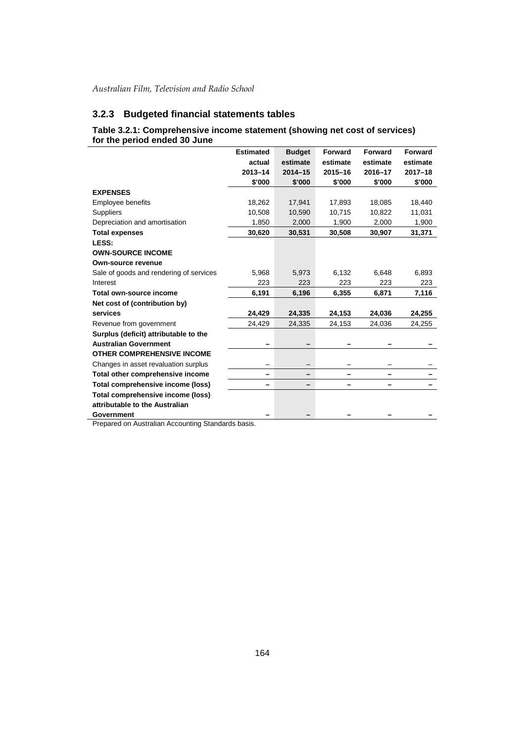### 3.2.3 Budgeted financial statements tables

**Table 3.2.1: Comprehensive income statement (showing net cost of services) for the period ended 30 June**

| | Estimated actual 2013–14 $'000 | Budget estimate 2014–15 $'000 | Forward estimate 2015–16 $'000 | Forward estimate 2016–17 $'000 | Forward estimate 2017–18 $'000 |
|---|---|---|---|---|---|
| **EXPENSES** | | | | | |
| Employee benefits | 18,262 | 17,941 | 17,893 | 18,085 | 18,440 |
| Suppliers | 10,508 | 10,590 | 10,715 | 10,822 | 11,031 |
| Depreciation and amortisation | 1,850 | 2,000 | 1,900 | 2,000 | 1,900 |
| **Total expenses** | **30,620** | **30,531** | **30,508** | **30,907** | **31,371** |
| **LESS:** | | | | | |
| **OWN-SOURCE INCOME** | | | | | |
| **Own-source revenue** | | | | | |
| Sale of goods and rendering of services | 5,968 | 5,973 | 6,132 | 6,648 | 6,893 |
| Interest | 223 | 223 | 223 | 223 | 223 |
| **Total own-source income** | **6,191** | **6,196** | **6,355** | **6,871** | **7,116** |
| **Net cost of (contribution by) services** | **24,429** | **24,335** | **24,153** | **24,036** | **24,255** |
| Revenue from government | 24,429 | 24,335 | 24,153 | 24,036 | 24,255 |
| **Surplus (deficit) attributable to the Australian Government** | **–** | **–** | **–** | **–** | **–** |
| **OTHER COMPREHENSIVE INCOME** | | | | | |
| Changes in asset revaluation surplus | – | – | – | – | – |
| **Total other comprehensive income** | **–** | **–** | **–** | **–** | **–** |
| **Total comprehensive income (loss)** | **–** | **–** | **–** | **–** | **–** |
| **Total comprehensive income (loss) attributable to the Australian Government** | **–** | **–** | **–** | **–** | **–** |

Prepared on Australian Accounting Standards basis.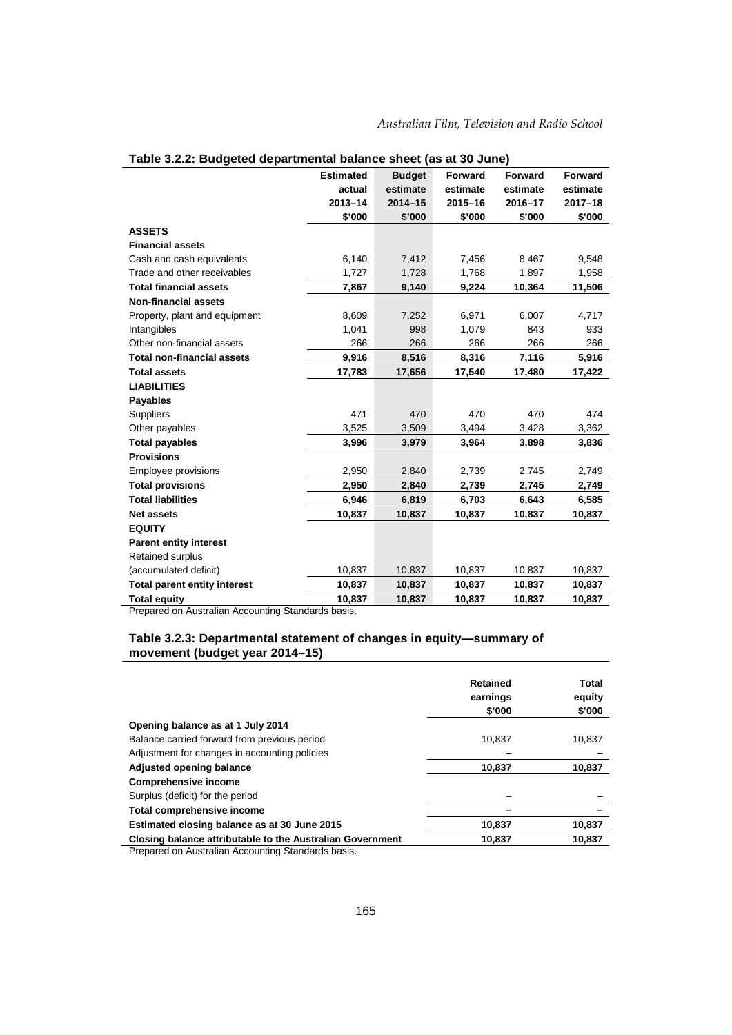**Table 3.2.2: Budgeted departmental balance sheet (as at 30 June)**

| | Estimated actual 2013–14 $'000 | Budget estimate 2014–15 $'000 | Forward estimate 2015–16 $'000 | Forward estimate 2016–17 $'000 | Forward estimate 2017–18 $'000 |
|---|---|---|---|---|---|
| **ASSETS** | | | | | |
| **Financial assets** | | | | | |
| Cash and cash equivalents | 6,140 | 7,412 | 7,456 | 8,467 | 9,548 |
| Trade and other receivables | 1,727 | 1,728 | 1,768 | 1,897 | 1,958 |
| **Total financial assets** | **7,867** | **9,140** | **9,224** | **10,364** | **11,506** |
| **Non-financial assets** | | | | | |
| Property, plant and equipment | 8,609 | 7,252 | 6,971 | 6,007 | 4,717 |
| Intangibles | 1,041 | 998 | 1,079 | 843 | 933 |
| Other non-financial assets | 266 | 266 | 266 | 266 | 266 |
| **Total non-financial assets** | **9,916** | **8,516** | **8,316** | **7,116** | **5,916** |
| **Total assets** | **17,783** | **17,656** | **17,540** | **17,480** | **17,422** |
| **LIABILITIES** | | | | | |
| **Payables** | | | | | |
| Suppliers | 471 | 470 | 470 | 470 | 474 |
| Other payables | 3,525 | 3,509 | 3,494 | 3,428 | 3,362 |
| **Total payables** | **3,996** | **3,979** | **3,964** | **3,898** | **3,836** |
| **Provisions** | | | | | |
| Employee provisions | 2,950 | 2,840 | 2,739 | 2,745 | 2,749 |
| **Total provisions** | **2,950** | **2,840** | **2,739** | **2,745** | **2,749** |
| **Total liabilities** | **6,946** | **6,819** | **6,703** | **6,643** | **6,585** |
| **Net assets** | **10,837** | **10,837** | **10,837** | **10,837** | **10,837** |
| **EQUITY** | | | | | |
| **Parent entity interest** | | | | | |
| Retained surplus (accumulated deficit) | 10,837 | 10,837 | 10,837 | 10,837 | 10,837 |
| **Total parent entity interest** | **10,837** | **10,837** | **10,837** | **10,837** | **10,837** |
| **Total equity** | **10,837** | **10,837** | **10,837** | **10,837** | **10,837** |

Prepared on Australian Accounting Standards basis.

**Table 3.2.3: Departmental statement of changes in equity—summary of movement (budget year 2014–15)**

| | Retained earnings $'000 | Total equity $'000 |
|---|---|---|
| **Opening balance as at 1 July 2014** | | |
| Balance carried forward from previous period | 10,837 | 10,837 |
| Adjustment for changes in accounting policies | – | – |
| **Adjusted opening balance** | **10,837** | **10,837** |
| **Comprehensive income** | | |
| Surplus (deficit) for the period | – | – |
| **Total comprehensive income** | **–** | **–** |
| **Estimated closing balance as at 30 June 2015** | **10,837** | **10,837** |
| **Closing balance attributable to the Australian Government** | **10,837** | **10,837** |

Prepared on Australian Accounting Standards basis.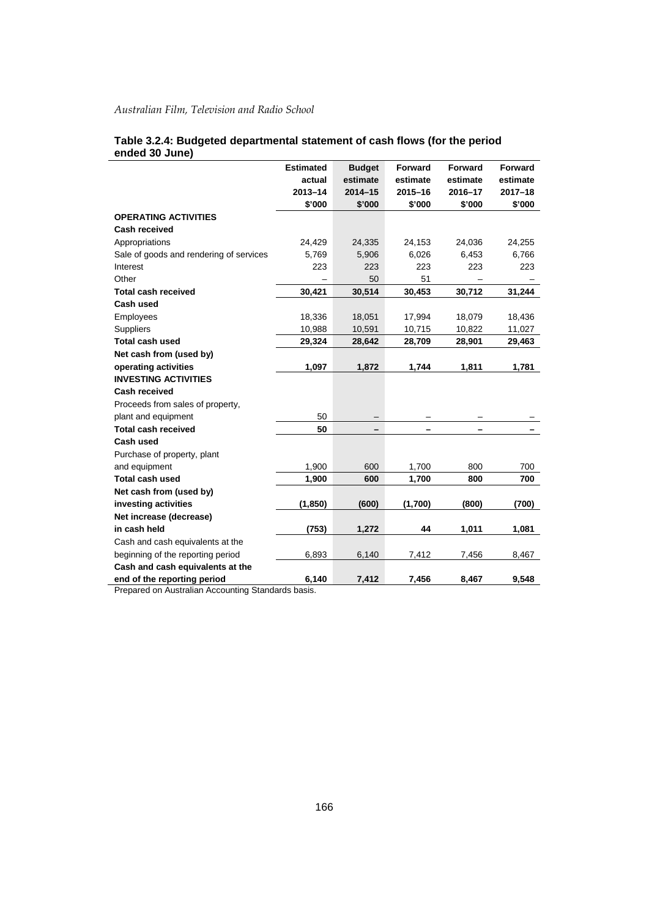Australian Film, Television and Radio School

**Table 3.2.4: Budgeted departmental statement of cash flows (for the period ended 30 June)**

| | Estimated actual 2013–14 $'000 | Budget estimate 2014–15 $'000 | Forward estimate 2015–16 $'000 | Forward estimate 2016–17 $'000 | Forward estimate 2017–18 $'000 |
|---|---|---|---|---|---|
| **OPERATING ACTIVITIES** | | | | | |
| **Cash received** | | | | | |
| Appropriations | 24,429 | 24,335 | 24,153 | 24,036 | 24,255 |
| Sale of goods and rendering of services | 5,769 | 5,906 | 6,026 | 6,453 | 6,766 |
| Interest | 223 | 223 | 223 | 223 | 223 |
| Other | – | 50 | 51 | – | – |
| **Total cash received** | **30,421** | **30,514** | **30,453** | **30,712** | **31,244** |
| **Cash used** | | | | | |
| Employees | 18,336 | 18,051 | 17,994 | 18,079 | 18,436 |
| Suppliers | 10,988 | 10,591 | 10,715 | 10,822 | 11,027 |
| **Total cash used** | **29,324** | **28,642** | **28,709** | **28,901** | **29,463** |
| **Net cash from (used by) operating activities** | **1,097** | **1,872** | **1,744** | **1,811** | **1,781** |
| **INVESTING ACTIVITIES** | | | | | |
| **Cash received** | | | | | |
| Proceeds from sales of property, plant and equipment | 50 | – | – | – | – |
| **Total cash received** | **50** | **–** | **–** | **–** | **–** |
| **Cash used** | | | | | |
| Purchase of property, plant and equipment | 1,900 | 600 | 1,700 | 800 | 700 |
| **Total cash used** | **1,900** | **600** | **1,700** | **800** | **700** |
| **Net cash from (used by) investing activities** | **(1,850)** | **(600)** | **(1,700)** | **(800)** | **(700)** |
| **Net increase (decrease) in cash held** | **(753)** | **1,272** | **44** | **1,011** | **1,081** |
| Cash and cash equivalents at the beginning of the reporting period | 6,893 | 6,140 | 7,412 | 7,456 | 8,467 |
| **Cash and cash equivalents at the end of the reporting period** | **6,140** | **7,412** | **7,456** | **8,467** | **9,548** |

Prepared on Australian Accounting Standards basis.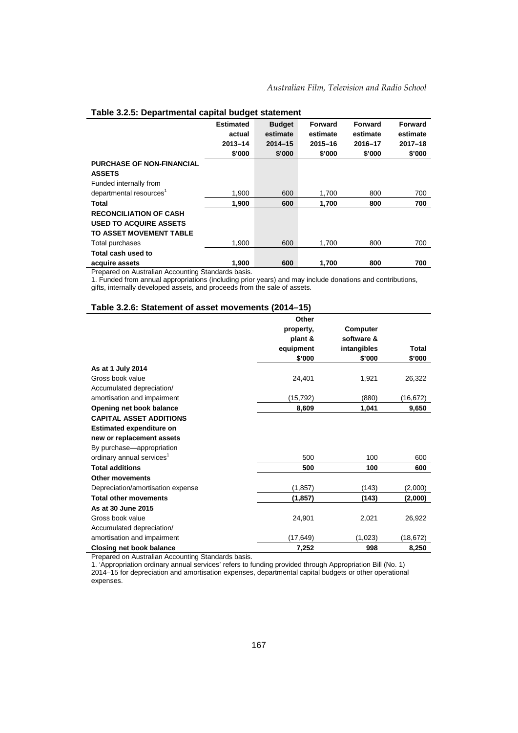### Table 3.2.5: Departmental capital budget statement

| | Estimated actual 2013–14 $'000 | Budget estimate 2014–15 $'000 | Forward estimate 2015–16 $'000 | Forward estimate 2016–17 $'000 | Forward estimate 2017–18 $'000 |
|---|---|---|---|---|---|
| **PURCHASE OF NON-FINANCIAL ASSETS** | | | | | |
| Funded internally from departmental resources[1] | 1,900 | 600 | 1,700 | 800 | 700 |
| **Total** | **1,900** | **600** | **1,700** | **800** | **700** |
| **RECONCILIATION OF CASH USED TO ACQUIRE ASSETS TO ASSET MOVEMENT TABLE** | | | | | |
| Total purchases | 1,900 | 600 | 1,700 | 800 | 700 |
| **Total cash used to acquire assets** | **1,900** | **600** | **1,700** | **800** | **700** |

Prepared on Australian Accounting Standards basis.

1. Funded from annual appropriations (including prior years) and may include donations and contributions, gifts, internally developed assets, and proceeds from the sale of assets.

### Table 3.2.6: Statement of asset movements (2014–15)

| | Other property, plant & equipment $'000 | Computer software & intangibles $'000 | Total $'000 |
|---|---|---|---|
| **As at 1 July 2014** | | | |
| Gross book value | 24,401 | 1,921 | 26,322 |
| Accumulated depreciation/ amortisation and impairment | (15,792) | (880) | (16,672) |
| **Opening net book balance** | **8,609** | **1,041** | **9,650** |
| **CAPITAL ASSET ADDITIONS** | | | |
| **Estimated expenditure on new or replacement assets** | | | |
| By purchase—appropriation ordinary annual services[1] | 500 | 100 | 600 |
| **Total additions** | **500** | **100** | **600** |
| **Other movements** | | | |
| Depreciation/amortisation expense | (1,857) | (143) | (2,000) |
| **Total other movements** | **(1,857)** | **(143)** | **(2,000)** |
| **As at 30 June 2015** | | | |
| Gross book value | 24,901 | 2,021 | 26,922 |
| Accumulated depreciation/ amortisation and impairment | (17,649) | (1,023) | (18,672) |
| **Closing net book balance** | **7,252** | **998** | **8,250** |

Prepared on Australian Accounting Standards basis.

1. 'Appropriation ordinary annual services' refers to funding provided through Appropriation Bill (No. 1) 2014–15 for depreciation and amortisation expenses, departmental capital budgets or other operational expenses.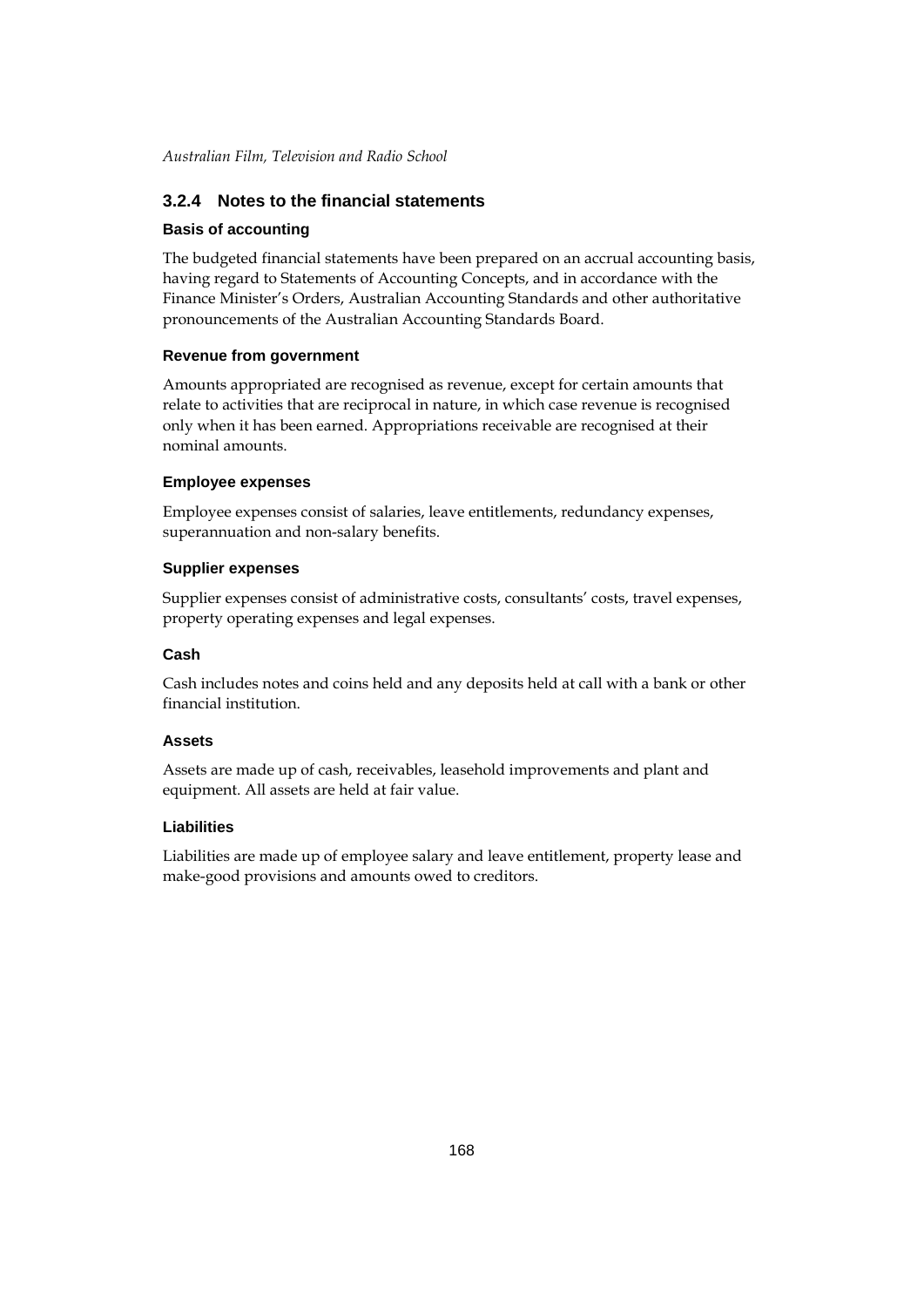### 3.2.4 Notes to the financial statements

#### Basis of accounting

The budgeted financial statements have been prepared on an accrual accounting basis, having regard to Statements of Accounting Concepts, and in accordance with the Finance Minister's Orders, Australian Accounting Standards and other authoritative pronouncements of the Australian Accounting Standards Board.

#### Revenue from government

Amounts appropriated are recognised as revenue, except for certain amounts that relate to activities that are reciprocal in nature, in which case revenue is recognised only when it has been earned. Appropriations receivable are recognised at their nominal amounts.

#### Employee expenses

Employee expenses consist of salaries, leave entitlements, redundancy expenses, superannuation and non-salary benefits.

#### Supplier expenses

Supplier expenses consist of administrative costs, consultants' costs, travel expenses, property operating expenses and legal expenses.

#### Cash

Cash includes notes and coins held and any deposits held at call with a bank or other financial institution.

#### Assets

Assets are made up of cash, receivables, leasehold improvements and plant and equipment. All assets are held at fair value.

#### Liabilities

Liabilities are made up of employee salary and leave entitlement, property lease and make-good provisions and amounts owed to creditors.